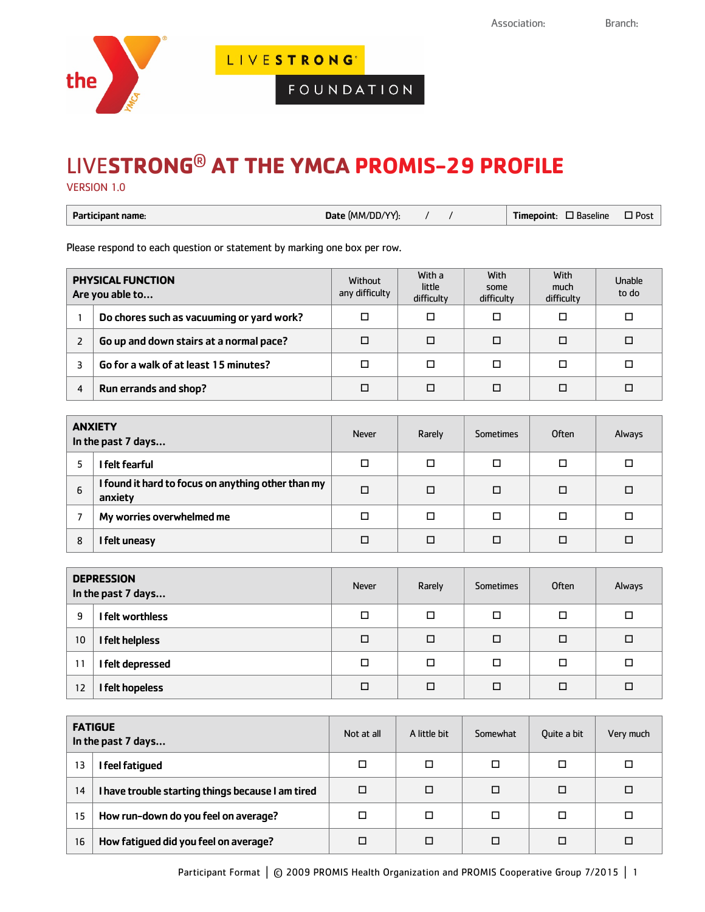Association: Branch:

# LIVESTRONG® AT THE YMCA PROMIS-29 PROFILE

VERSION 1.0

| Participant name: | Date (MM/DD/YY): / / | Timepoint: ☐ Baseline ☐ Post |
|---|---|---|

Please respond to each question or statement by marking one box per row.

| | PHYSICAL FUNCTION<br>Are you able to… | Without any difficulty | With a little difficulty | With some difficulty | With much difficulty | Unable to do |
|---|---|---|---|---|---|---|
| 1 | Do chores such as vacuuming or yard work? | ☐ | ☐ | ☐ | ☐ | ☐ |
| 2 | Go up and down stairs at a normal pace? | ☐ | ☐ | ☐ | ☐ | ☐ |
| 3 | Go for a walk of at least 15 minutes? | ☐ | ☐ | ☐ | ☐ | ☐ |
| 4 | Run errands and shop? | ☐ | ☐ | ☐ | ☐ | ☐ |

| | ANXIETY<br>In the past 7 days… | Never | Rarely | Sometimes | Often | Always |
|---|---|---|---|---|---|---|
| 5 | I felt fearful | ☐ | ☐ | ☐ | ☐ | ☐ |
| 6 | I found it hard to focus on anything other than my anxiety | ☐ | ☐ | ☐ | ☐ | ☐ |
| 7 | My worries overwhelmed me | ☐ | ☐ | ☐ | ☐ | ☐ |
| 8 | I felt uneasy | ☐ | ☐ | ☐ | ☐ | ☐ |

| | DEPRESSION<br>In the past 7 days… | Never | Rarely | Sometimes | Often | Always |
|---|---|---|---|---|---|---|
| 9 | I felt worthless | ☐ | ☐ | ☐ | ☐ | ☐ |
| 10 | I felt helpless | ☐ | ☐ | ☐ | ☐ | ☐ |
| 11 | I felt depressed | ☐ | ☐ | ☐ | ☐ | ☐ |
| 12 | I felt hopeless | ☐ | ☐ | ☐ | ☐ | ☐ |

| | FATIGUE<br>In the past 7 days… | Not at all | A little bit | Somewhat | Quite a bit | Very much |
|---|---|---|---|---|---|---|
| 13 | I feel fatigued | ☐ | ☐ | ☐ | ☐ | ☐ |
| 14 | I have trouble starting things because I am tired | ☐ | ☐ | ☐ | ☐ | ☐ |
| 15 | How run-down do you feel on average? | ☐ | ☐ | ☐ | ☐ | ☐ |
| 16 | How fatigued did you feel on average? | ☐ | ☐ | ☐ | ☐ | ☐ |

Participant Format | © 2009 PROMIS Health Organization and PROMIS Cooperative Group 7/2015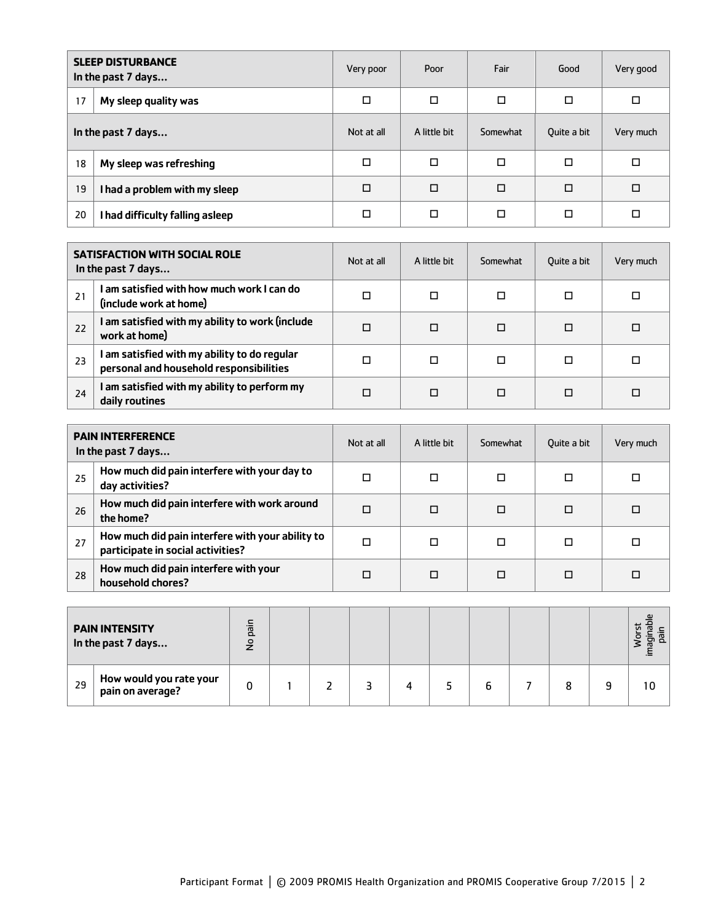| SLEEP DISTURBANCE<br>In the past 7 days... | | Very poor | Poor | Fair | Good | Very good |
|---|---|---|---|---|---|---|
| 17 | My sleep quality was | ☐ | ☐ | ☐ | ☐ | ☐ |
| In the past 7 days... | | Not at all | A little bit | Somewhat | Quite a bit | Very much |
| 18 | My sleep was refreshing | ☐ | ☐ | ☐ | ☐ | ☐ |
| 19 | I had a problem with my sleep | ☐ | ☐ | ☐ | ☐ | ☐ |
| 20 | I had difficulty falling asleep | ☐ | ☐ | ☐ | ☐ | ☐ |

| SATISFACTION WITH SOCIAL ROLE<br>In the past 7 days... | | Not at all | A little bit | Somewhat | Quite a bit | Very much |
|---|---|---|---|---|---|---|
| 21 | I am satisfied with how much work I can do (include work at home) | ☐ | ☐ | ☐ | ☐ | ☐ |
| 22 | I am satisfied with my ability to work (include work at home) | ☐ | ☐ | ☐ | ☐ | ☐ |
| 23 | I am satisfied with my ability to do regular personal and household responsibilities | ☐ | ☐ | ☐ | ☐ | ☐ |
| 24 | I am satisfied with my ability to perform my daily routines | ☐ | ☐ | ☐ | ☐ | ☐ |

| PAIN INTERFERENCE<br>In the past 7 days... | | Not at all | A little bit | Somewhat | Quite a bit | Very much |
|---|---|---|---|---|---|---|
| 25 | How much did pain interfere with your day to day activities? | ☐ | ☐ | ☐ | ☐ | ☐ |
| 26 | How much did pain interfere with work around the home? | ☐ | ☐ | ☐ | ☐ | ☐ |
| 27 | How much did pain interfere with your ability to participate in social activities? | ☐ | ☐ | ☐ | ☐ | ☐ |
| 28 | How much did pain interfere with your household chores? | ☐ | ☐ | ☐ | ☐ | ☐ |

| PAIN INTENSITY<br>In the past 7 days... | | No pain | | | | | | | | | | Worst imaginable pain |
|---|---|---|---|---|---|---|---|---|---|---|---|---|
| 29 | How would you rate your pain on average? | 0 | 1 | 2 | 3 | 4 | 5 | 6 | 7 | 8 | 9 | 10 |

Participant Format | © 2009 PROMIS Health Organization and PROMIS Cooperative Group 7/2015